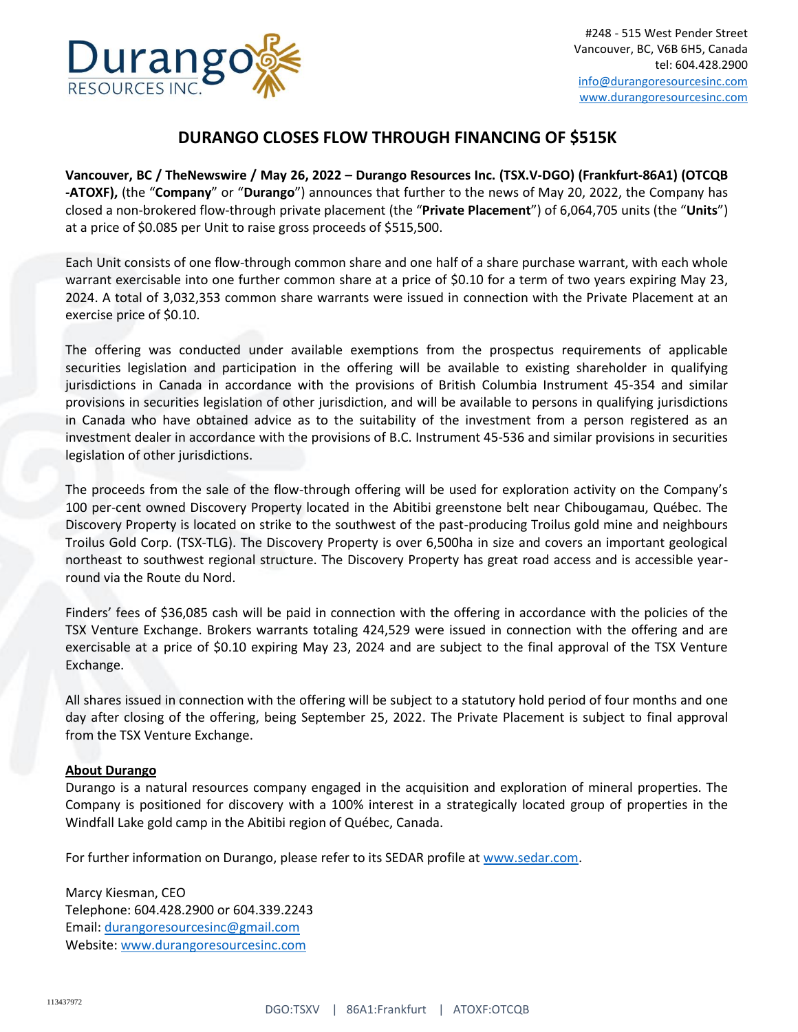Durango RESOURCES INC.

#248 - 515 West Pender Street
Vancouver, BC, V6B 6H5, Canada
tel: 604.428.2900
info@durangoresourcesinc.com
www.durangoresourcesinc.com

# DURANGO CLOSES FLOW THROUGH FINANCING OF $515K

**Vancouver, BC / TheNewswire / May 26, 2022 – Durango Resources Inc. (TSX.V-DGO) (Frankfurt-86A1) (OTCQB -ATOXF),** (the "**Company**" or "**Durango**") announces that further to the news of May 20, 2022, the Company has closed a non-brokered flow-through private placement (the "**Private Placement**") of 6,064,705 units (the "**Units**") at a price of $0.085 per Unit to raise gross proceeds of $515,500.

Each Unit consists of one flow-through common share and one half of a share purchase warrant, with each whole warrant exercisable into one further common share at a price of $0.10 for a term of two years expiring May 23, 2024. A total of 3,032,353 common share warrants were issued in connection with the Private Placement at an exercise price of $0.10.

The offering was conducted under available exemptions from the prospectus requirements of applicable securities legislation and participation in the offering will be available to existing shareholder in qualifying jurisdictions in Canada in accordance with the provisions of British Columbia Instrument 45-354 and similar provisions in securities legislation of other jurisdiction, and will be available to persons in qualifying jurisdictions in Canada who have obtained advice as to the suitability of the investment from a person registered as an investment dealer in accordance with the provisions of B.C. Instrument 45-536 and similar provisions in securities legislation of other jurisdictions.

The proceeds from the sale of the flow-through offering will be used for exploration activity on the Company's 100 per-cent owned Discovery Property located in the Abitibi greenstone belt near Chibougamau, Québec. The Discovery Property is located on strike to the southwest of the past-producing Troilus gold mine and neighbours Troilus Gold Corp. (TSX-TLG). The Discovery Property is over 6,500ha in size and covers an important geological northeast to southwest regional structure. The Discovery Property has great road access and is accessible year-round via the Route du Nord.

Finders' fees of $36,085 cash will be paid in connection with the offering in accordance with the policies of the TSX Venture Exchange. Brokers warrants totaling 424,529 were issued in connection with the offering and are exercisable at a price of $0.10 expiring May 23, 2024 and are subject to the final approval of the TSX Venture Exchange.

All shares issued in connection with the offering will be subject to a statutory hold period of four months and one day after closing of the offering, being September 25, 2022. The Private Placement is subject to final approval from the TSX Venture Exchange.

**About Durango**

Durango is a natural resources company engaged in the acquisition and exploration of mineral properties. The Company is positioned for discovery with a 100% interest in a strategically located group of properties in the Windfall Lake gold camp in the Abitibi region of Québec, Canada.

For further information on Durango, please refer to its SEDAR profile at www.sedar.com.

Marcy Kiesman, CEO
Telephone: 604.428.2900 or 604.339.2243
Email: durangoresourcesinc@gmail.com
Website: www.durangoresourcesinc.com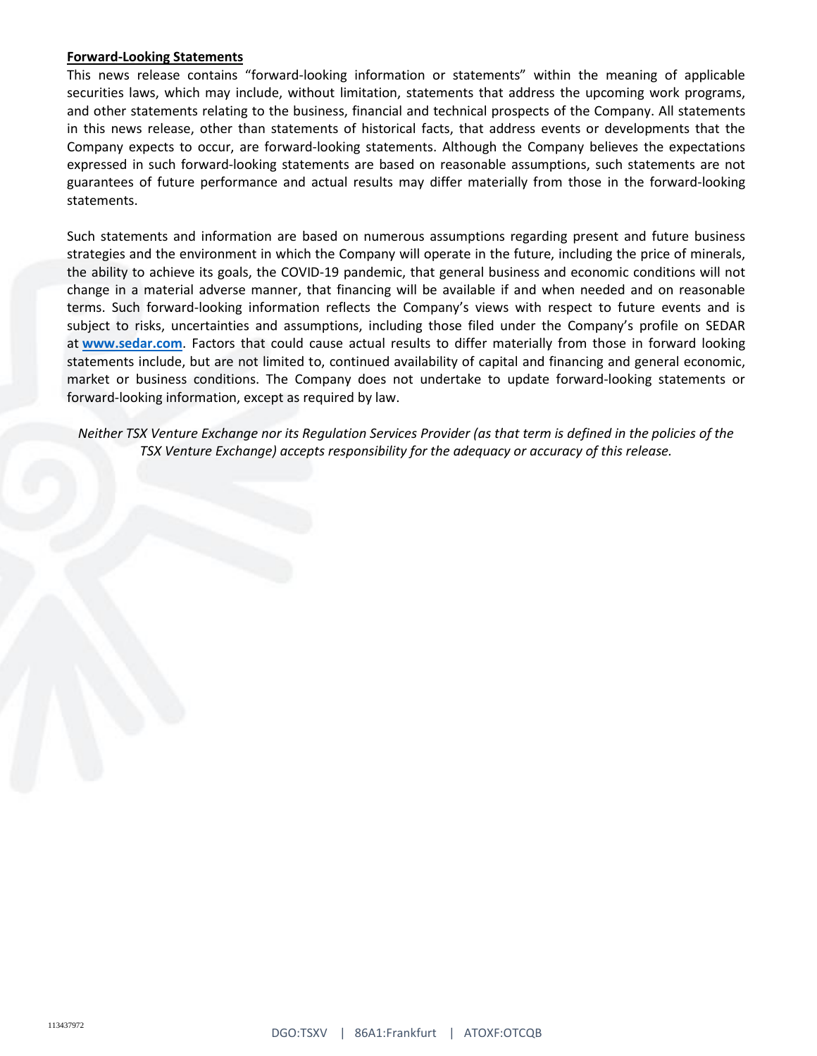**Forward-Looking Statements**

This news release contains "forward-looking information or statements" within the meaning of applicable securities laws, which may include, without limitation, statements that address the upcoming work programs, and other statements relating to the business, financial and technical prospects of the Company. All statements in this news release, other than statements of historical facts, that address events or developments that the Company expects to occur, are forward-looking statements. Although the Company believes the expectations expressed in such forward-looking statements are based on reasonable assumptions, such statements are not guarantees of future performance and actual results may differ materially from those in the forward-looking statements.

Such statements and information are based on numerous assumptions regarding present and future business strategies and the environment in which the Company will operate in the future, including the price of minerals, the ability to achieve its goals, the COVID-19 pandemic, that general business and economic conditions will not change in a material adverse manner, that financing will be available if and when needed and on reasonable terms. Such forward-looking information reflects the Company's views with respect to future events and is subject to risks, uncertainties and assumptions, including those filed under the Company's profile on SEDAR at **www.sedar.com**. Factors that could cause actual results to differ materially from those in forward looking statements include, but are not limited to, continued availability of capital and financing and general economic, market or business conditions. The Company does not undertake to update forward-looking statements or forward-looking information, except as required by law.

*Neither TSX Venture Exchange nor its Regulation Services Provider (as that term is defined in the policies of the TSX Venture Exchange) accepts responsibility for the adequacy or accuracy of this release.*